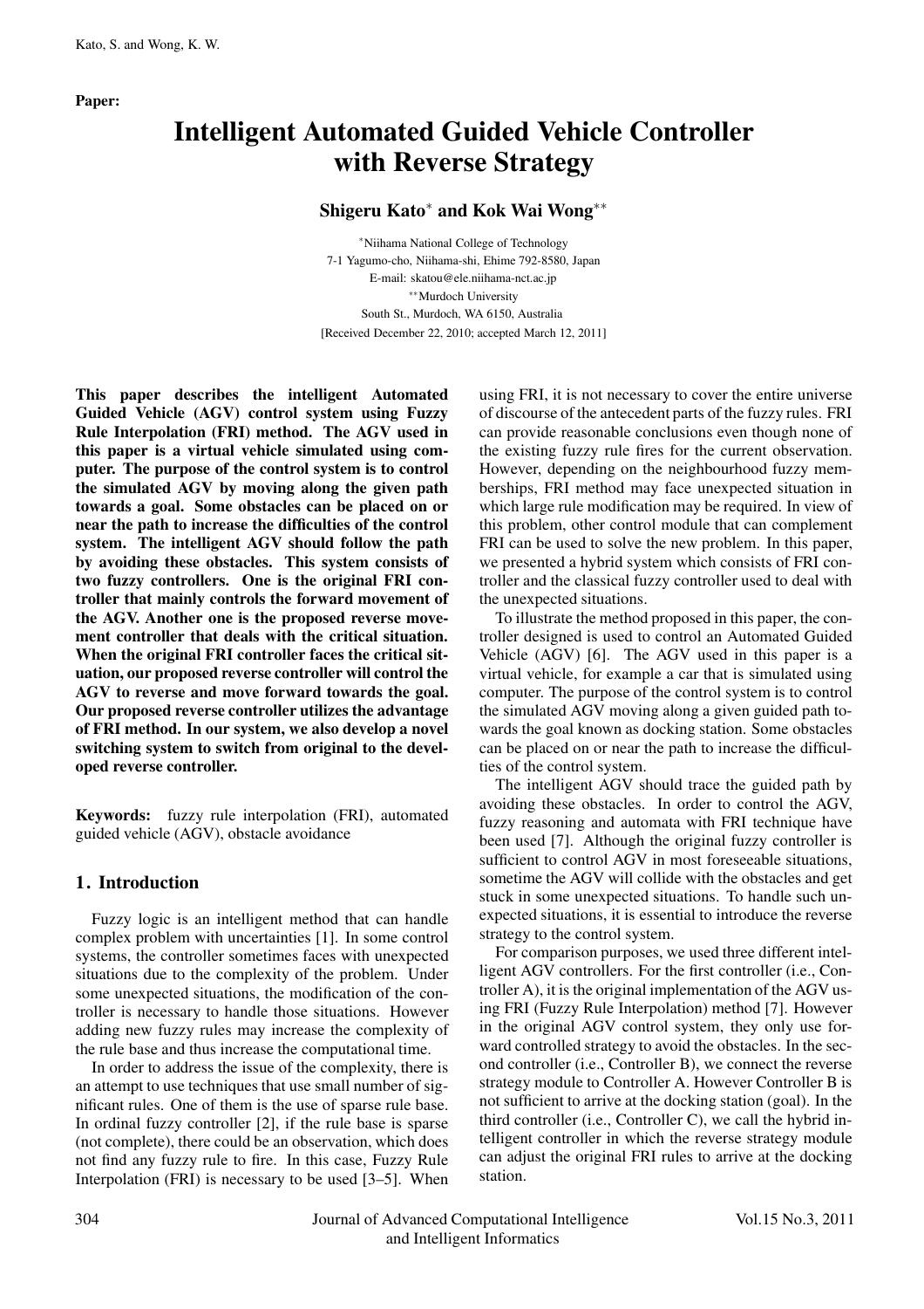Paper:

# Intelligent Automated Guided Vehicle Controller with Reverse Strategy

**Shigeru Kato[*] and Kok Wai Wong[**]**

[*]Niihama National College of Technology
7-1 Yagumo-cho, Niihama-shi, Ehime 792-8580, Japan
E-mail: skatou@ele.niihama-nct.ac.jp
[**]Murdoch University
South St., Murdoch, WA 6150, Australia
[Received December 22, 2010; accepted March 12, 2011]

**This paper describes the intelligent Automated Guided Vehicle (AGV) control system using Fuzzy Rule Interpolation (FRI) method. The AGV used in this paper is a virtual vehicle simulated using computer. The purpose of the control system is to control the simulated AGV by moving along the given path towards a goal. Some obstacles can be placed on or near the path to increase the difficulties of the control system. The intelligent AGV should follow the path by avoiding these obstacles. This system consists of two fuzzy controllers. One is the original FRI controller that mainly controls the forward movement of the AGV. Another one is the proposed reverse movement controller that deals with the critical situation. When the original FRI controller faces the critical situation, our proposed reverse controller will control the AGV to reverse and move forward towards the goal. Our proposed reverse controller utilizes the advantage of FRI method. In our system, we also develop a novel switching system to switch from original to the developed reverse controller.**

**Keywords:** fuzzy rule interpolation (FRI), automated guided vehicle (AGV), obstacle avoidance

## 1. Introduction

Fuzzy logic is an intelligent method that can handle complex problem with uncertainties [1]. In some control systems, the controller sometimes faces with unexpected situations due to the complexity of the problem. Under some unexpected situations, the modification of the controller is necessary to handle those situations. However adding new fuzzy rules may increase the complexity of the rule base and thus increase the computational time.

In order to address the issue of the complexity, there is an attempt to use techniques that use small number of significant rules. One of them is the use of sparse rule base. In ordinal fuzzy controller [2], if the rule base is sparse (not complete), there could be an observation, which does not find any fuzzy rule to fire. In this case, Fuzzy Rule Interpolation (FRI) is necessary to be used [3–5]. When using FRI, it is not necessary to cover the entire universe of discourse of the antecedent parts of the fuzzy rules. FRI can provide reasonable conclusions even though none of the existing fuzzy rule fires for the current observation. However, depending on the neighbourhood fuzzy memberships, FRI method may face unexpected situation in which large rule modification may be required. In view of this problem, other control module that can complement FRI can be used to solve the new problem. In this paper, we presented a hybrid system which consists of FRI controller and the classical fuzzy controller used to deal with the unexpected situations.

To illustrate the method proposed in this paper, the controller designed is used to control an Automated Guided Vehicle (AGV) [6]. The AGV used in this paper is a virtual vehicle, for example a car that is simulated using computer. The purpose of the control system is to control the simulated AGV moving along a given guided path towards the goal known as docking station. Some obstacles can be placed on or near the path to increase the difficulties of the control system.

The intelligent AGV should trace the guided path by avoiding these obstacles. In order to control the AGV, fuzzy reasoning and automata with FRI technique have been used [7]. Although the original fuzzy controller is sufficient to control AGV in most foreseeable situations, sometime the AGV will collide with the obstacles and get stuck in some unexpected situations. To handle such unexpected situations, it is essential to introduce the reverse strategy to the control system.

For comparison purposes, we used three different intelligent AGV controllers. For the first controller (i.e., Controller A), it is the original implementation of the AGV using FRI (Fuzzy Rule Interpolation) method [7]. However in the original AGV control system, they only use forward controlled strategy to avoid the obstacles. In the second controller (i.e., Controller B), we connect the reverse strategy module to Controller A. However Controller B is not sufficient to arrive at the docking station (goal). In the third controller (i.e., Controller C), we call the hybrid intelligent controller in which the reverse strategy module can adjust the original FRI rules to arrive at the docking station.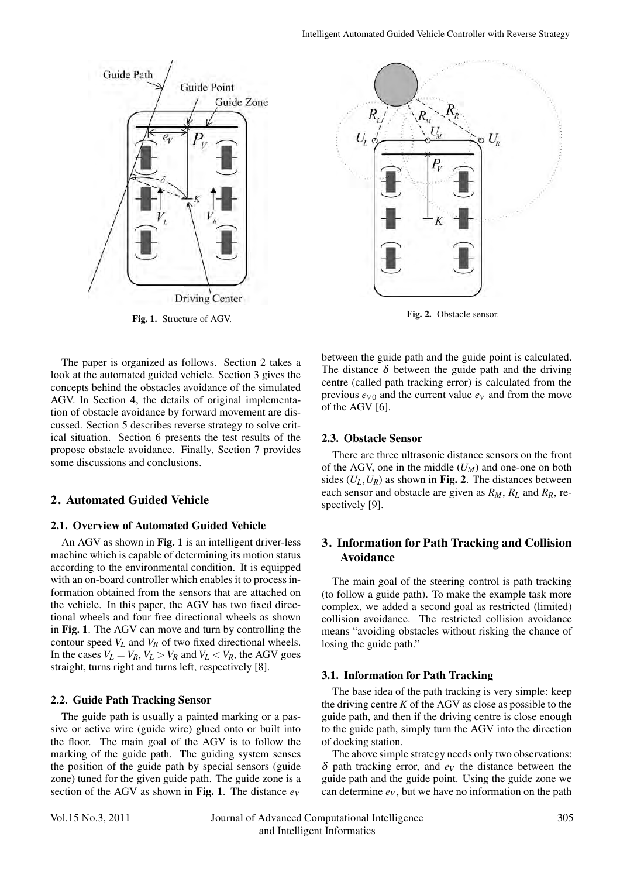Fig. 1. Structure of AGV.

Fig. 2. Obstacle sensor.

The paper is organized as follows. Section 2 takes a look at the automated guided vehicle. Section 3 gives the concepts behind the obstacles avoidance of the simulated AGV. In Section 4, the details of original implementation of obstacle avoidance by forward movement are discussed. Section 5 describes reverse strategy to solve critical situation. Section 6 presents the test results of the propose obstacle avoidance. Finally, Section 7 provides some discussions and conclusions.

## 2. Automated Guided Vehicle

### 2.1. Overview of Automated Guided Vehicle

An AGV as shown in **Fig. 1** is an intelligent driver-less machine which is capable of determining its motion status according to the environmental condition. It is equipped with an on-board controller which enables it to process information obtained from the sensors that are attached on the vehicle. In this paper, the AGV has two fixed directional wheels and four free directional wheels as shown in **Fig. 1**. The AGV can move and turn by controlling the contour speed $V_L$ and $V_R$ of two fixed directional wheels. In the cases $V_L = V_R$, $V_L > V_R$ and $V_L < V_R$, the AGV goes straight, turns right and turns left, respectively [8].

### 2.2. Guide Path Tracking Sensor

The guide path is usually a painted marking or a passive or active wire (guide wire) glued onto or built into the floor. The main goal of the AGV is to follow the marking of the guide path. The guiding system senses the position of the guide path by special sensors (guide zone) tuned for the given guide path. The guide zone is a section of the AGV as shown in **Fig. 1**. The distance $e_V$ between the guide path and the guide point is calculated. The distance $\delta$ between the guide path and the driving centre (called path tracking error) is calculated from the previous $e_{V0}$ and the current value $e_V$ and from the move of the AGV [6].

### 2.3. Obstacle Sensor

There are three ultrasonic distance sensors on the front of the AGV, one in the middle ($U_M$) and one-one on both sides ($U_L, U_R$) as shown in **Fig. 2**. The distances between each sensor and obstacle are given as $R_M$, $R_L$ and $R_R$, respectively [9].

## 3. Information for Path Tracking and Collision Avoidance

The main goal of the steering control is path tracking (to follow a guide path). To make the example task more complex, we added a second goal as restricted (limited) collision avoidance. The restricted collision avoidance means "avoiding obstacles without risking the chance of losing the guide path."

### 3.1. Information for Path Tracking

The base idea of the path tracking is very simple: keep the driving centre $K$ of the AGV as close as possible to the guide path, and then if the driving centre is close enough to the guide path, simply turn the AGV into the direction of docking station.

The above simple strategy needs only two observations: $\delta$ path tracking error, and $e_V$ the distance between the guide path and the guide point. Using the guide zone we can determine $e_V$, but we have no information on the path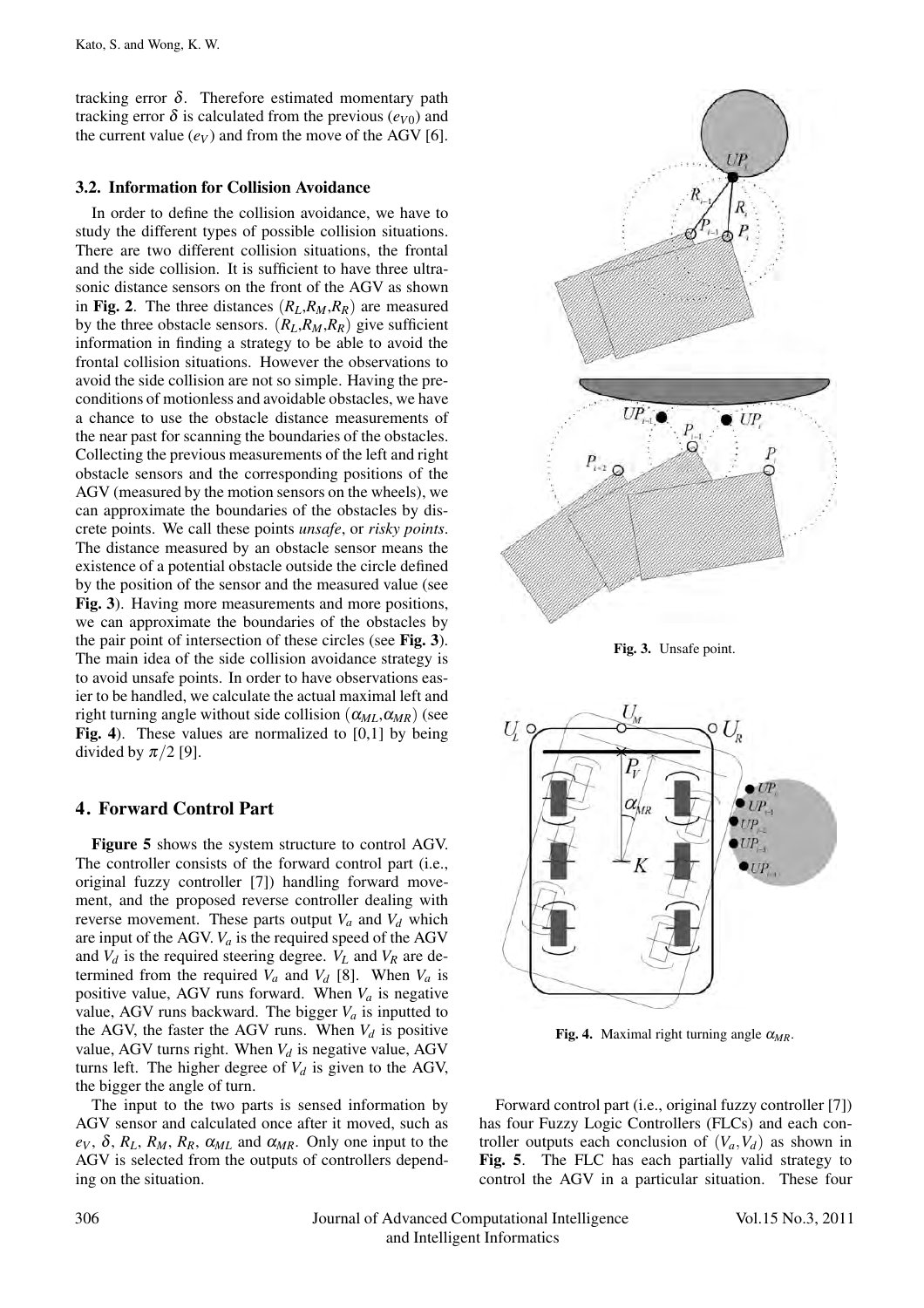tracking error $\delta$. Therefore estimated momentary path tracking error $\delta$ is calculated from the previous ($e_{V0}$) and the current value ($e_V$) and from the move of the AGV [6].

### 3.2. Information for Collision Avoidance

In order to define the collision avoidance, we have to study the different types of possible collision situations. There are two different collision situations, the frontal and the side collision. It is sufficient to have three ultrasonic distance sensors on the front of the AGV as shown in **Fig. 2**. The three distances $(R_L, R_M, R_R)$ are measured by the three obstacle sensors. $(R_L, R_M, R_R)$ give sufficient information in finding a strategy to be able to avoid the frontal collision situations. However the observations to avoid the side collision are not so simple. Having the preconditions of motionless and avoidable obstacles, we have a chance to use the obstacle distance measurements of the near past for scanning the boundaries of the obstacles. Collecting the previous measurements of the left and right obstacle sensors and the corresponding positions of the AGV (measured by the motion sensors on the wheels), we can approximate the boundaries of the obstacles by discrete points. We call these points *unsafe*, or *risky points*. The distance measured by an obstacle sensor means the existence of a potential obstacle outside the circle defined by the position of the sensor and the measured value (see **Fig. 3**). Having more measurements and more positions, we can approximate the boundaries of the obstacles by the pair point of intersection of these circles (see **Fig. 3**). The main idea of the side collision avoidance strategy is to avoid unsafe points. In order to have observations easier to be handled, we calculate the actual maximal left and right turning angle without side collision $(\alpha_{ML}, \alpha_{MR})$ (see **Fig. 4**). These values are normalized to [0,1] by being divided by $\pi/2$ [9].

**Fig. 3.** Unsafe point.

**Fig. 4.** Maximal right turning angle $\alpha_{MR}$.

## 4. Forward Control Part

**Figure 5** shows the system structure to control AGV. The controller consists of the forward control part (i.e., original fuzzy controller [7]) handling forward movement, and the proposed reverse controller dealing with reverse movement. These parts output $V_a$ and $V_d$ which are input of the AGV. $V_a$ is the required speed of the AGV and $V_d$ is the required steering degree. $V_L$ and $V_R$ are determined from the required $V_a$ and $V_d$ [8]. When $V_a$ is positive value, AGV runs forward. When $V_a$ is negative value, AGV runs backward. The bigger $V_a$ is inputted to the AGV, the faster the AGV runs. When $V_d$ is positive value, AGV turns right. When $V_d$ is negative value, AGV turns left. The higher degree of $V_d$ is given to the AGV, the bigger the angle of turn.

The input to the two parts is sensed information by AGV sensor and calculated once after it moved, such as $e_V$, $\delta$, $R_L$, $R_M$, $R_R$, $\alpha_{ML}$ and $\alpha_{MR}$. Only one input to the AGV is selected from the outputs of controllers depending on the situation.

Forward control part (i.e., original fuzzy controller [7]) has four Fuzzy Logic Controllers (FLCs) and each controller outputs each conclusion of $(V_a, V_d)$ as shown in **Fig. 5**. The FLC has each partially valid strategy to control the AGV in a particular situation. These four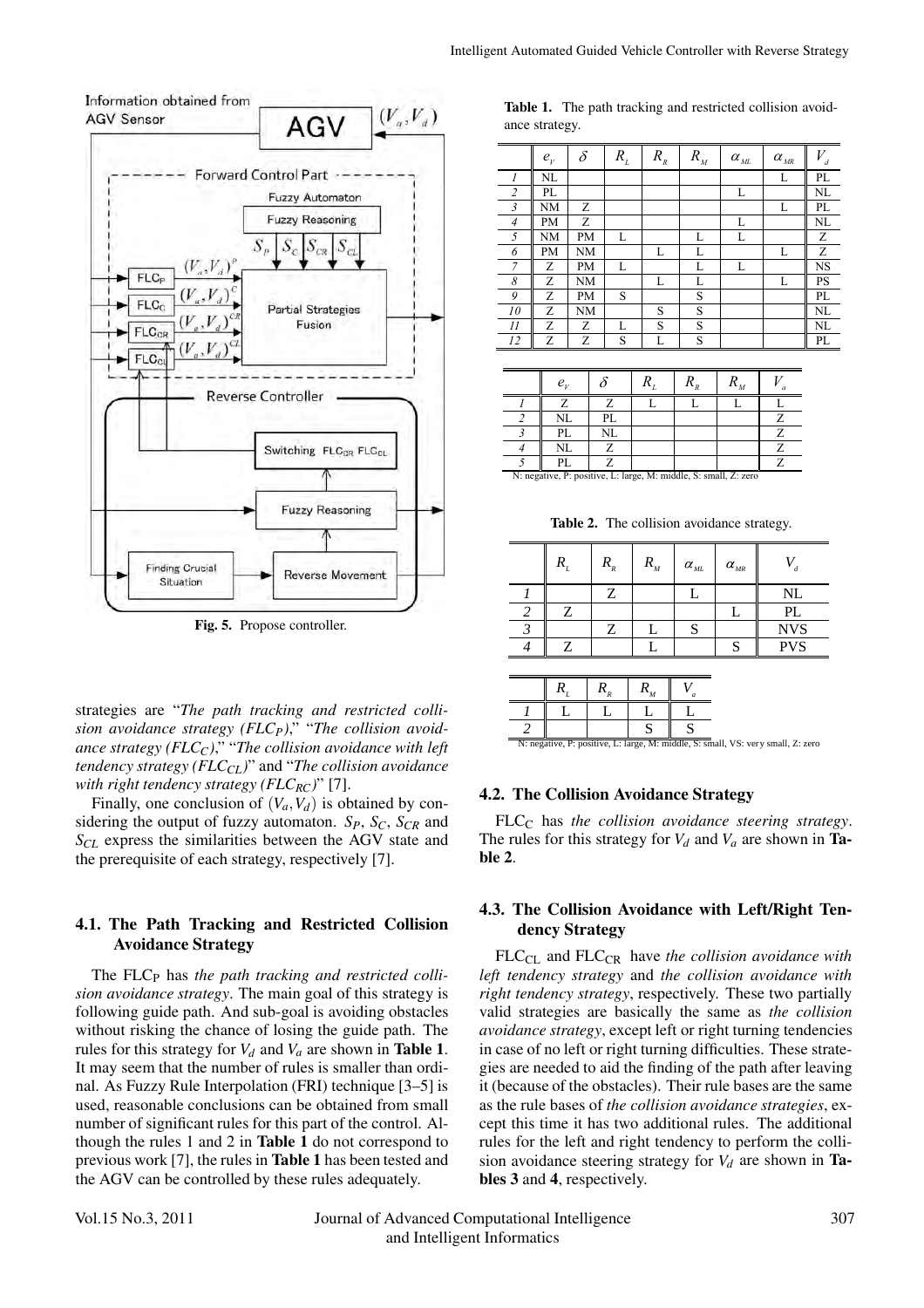Fig. 5. Propose controller.

strategies are "*The path tracking and restricted collision avoidance strategy ($FLC_P$)*," "*The collision avoidance strategy ($FLC_C$)*," "*The collision avoidance with left tendency strategy ($FLC_{CL}$)*" and "*The collision avoidance with right tendency strategy ($FLC_{RC}$)*" [7].

Finally, one conclusion of $(V_a, V_d)$ is obtained by considering the output of fuzzy automaton. $S_P$, $S_C$, $S_{CR}$ and $S_{CL}$ express the similarities between the AGV state and the prerequisite of each strategy, respectively [7].

### 4.1. The Path Tracking and Restricted Collision Avoidance Strategy

The $FLC_P$ has *the path tracking and restricted collision avoidance strategy*. The main goal of this strategy is following guide path. And sub-goal is avoiding obstacles without risking the chance of losing the guide path. The rules for this strategy for $V_d$ and $V_a$ are shown in **Table 1**. It may seem that the number of rules is smaller than ordinal. As Fuzzy Rule Interpolation (FRI) technique [3–5] is used, reasonable conclusions can be obtained from small number of significant rules for this part of the control. Although the rules 1 and 2 in **Table 1** do not correspond to previous work [7], the rules in **Table 1** has been tested and the AGV can be controlled by these rules adequately.

**Table 1.** The path tracking and restricted collision avoidance strategy.

| | $e_V$ | $\delta$ | $R_L$ | $R_R$ | $R_M$ | $\alpha_{ML}$ | $\alpha_{MR}$ | $V_d$ |
|---|---|---|---|---|---|---|---|---|
| *1* | NL | | | | | | L | PL |
| *2* | PL | | | | | L | | NL |
| *3* | NM | Z | | | | | L | PL |
| *4* | PM | Z | | | | L | | NL |
| *5* | NM | PM | L | | L | L | | Z |
| *6* | PM | NM | | L | L | | L | Z |
| *7* | Z | PM | L | | L | L | | NS |
| *8* | Z | NM | | L | L | | L | PS |
| *9* | Z | PM | S | | S | | | PL |
| *10* | Z | NM | | S | S | | | NL |
| *11* | Z | Z | L | S | S | | | NL |
| *12* | Z | Z | S | L | S | | | PL |

| | $e_V$ | $\delta$ | $R_L$ | $R_R$ | $R_M$ | $V_a$ |
|---|---|---|---|---|---|---|
| *1* | Z | Z | L | L | L | L |
| *2* | NL | PL | | | | Z |
| *3* | PL | NL | | | | Z |
| *4* | NL | Z | | | | Z |
| *5* | PL | Z | | | | Z |

N: negative, P: positive, L: large, M: middle, S: small, Z: zero

**Table 2.** The collision avoidance strategy.

| | $R_L$ | $R_R$ | $R_M$ | $\alpha_{ML}$ | $\alpha_{MR}$ | $V_d$ |
|---|---|---|---|---|---|---|
| *1* | | Z | | L | | NL |
| *2* | Z | | | | L | PL |
| *3* | | Z | L | S | | NVS |
| *4* | Z | | L | | S | PVS |

| | $R_L$ | $R_R$ | $R_M$ | $V_a$ |
|---|---|---|---|---|
| *1* | L | L | L | L |
| *2* | | | S | S |

N: negative, P: positive, L: large, M: middle, S: small, VS: very small, Z: zero

### 4.2. The Collision Avoidance Strategy

$FLC_C$ has *the collision avoidance steering strategy*. The rules for this strategy for $V_d$ and $V_a$ are shown in **Table 2**.

### 4.3. The Collision Avoidance with Left/Right Tendency Strategy

$FLC_{CL}$ and $FLC_{CR}$ have *the collision avoidance with left tendency strategy* and *the collision avoidance with right tendency strategy*, respectively. These two partially valid strategies are basically the same as *the collision avoidance strategy*, except left or right turning tendencies in case of no left or right turning difficulties. These strategies are needed to aid the finding of the path after leaving it (because of the obstacles). Their rule bases are the same as the rule bases of *the collision avoidance strategies*, except this time it has two additional rules. The additional rules for the left and right tendency to perform the collision avoidance steering strategy for $V_d$ are shown in **Tables 3** and **4**, respectively.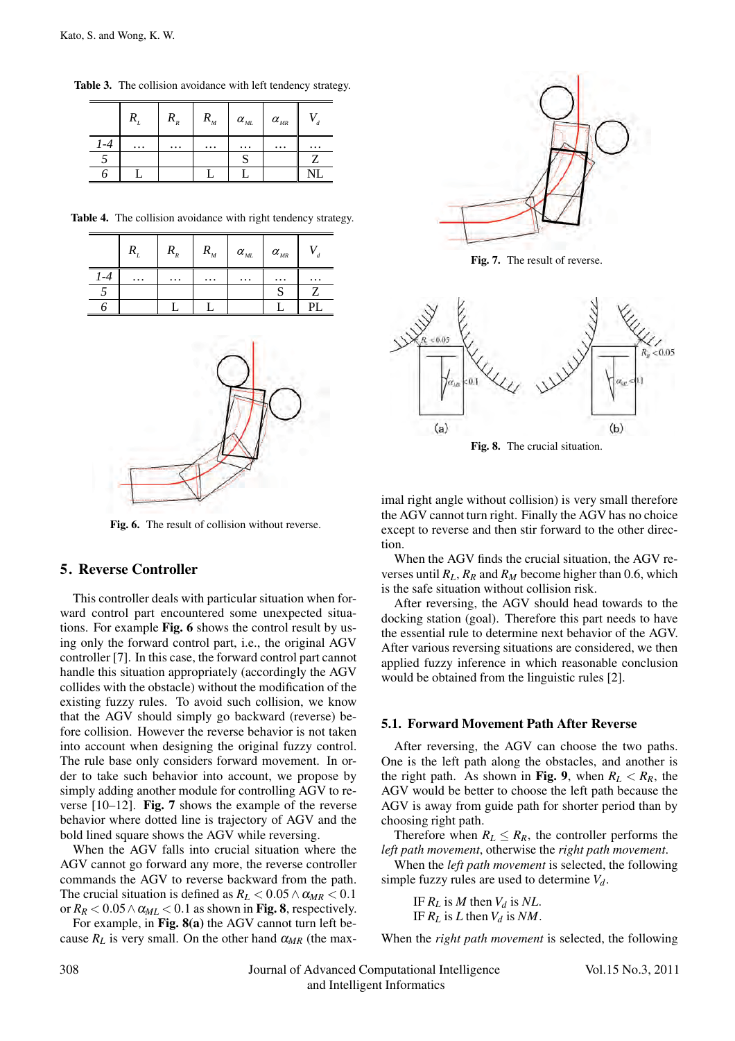**Table 3.** The collision avoidance with left tendency strategy.

| | $R_L$ | $R_R$ | $R_M$ | $\alpha_{ML}$ | $\alpha_{MR}$ | $V_d$ |
|---|---|---|---|---|---|---|
| 1-4 | … | … | … | … | … | … |
| 5 | | | | S | | Z |
| 6 | L | | L | L | | NL |

**Table 4.** The collision avoidance with right tendency strategy.

| | $R_L$ | $R_R$ | $R_M$ | $\alpha_{ML}$ | $\alpha_{MR}$ | $V_d$ |
|---|---|---|---|---|---|---|
| 1-4 | … | … | … | … | … | … |
| 5 | | | | | S | Z |
| 6 | | L | L | | L | PL |

**Fig. 6.** The result of collision without reverse.

## 5. Reverse Controller

This controller deals with particular situation when forward control part encountered some unexpected situations. For example **Fig. 6** shows the control result by using only the forward control part, i.e., the original AGV controller [7]. In this case, the forward control part cannot handle this situation appropriately (accordingly the AGV collides with the obstacle) without the modification of the existing fuzzy rules. To avoid such collision, we know that the AGV should simply go backward (reverse) before collision. However the reverse behavior is not taken into account when designing the original fuzzy control. The rule base only considers forward movement. In order to take such behavior into account, we propose by simply adding another module for controlling AGV to reverse [10–12]. **Fig. 7** shows the example of the reverse behavior where dotted line is trajectory of AGV and the bold lined square shows the AGV while reversing.

When the AGV falls into crucial situation where the AGV cannot go forward any more, the reverse controller commands the AGV to reverse backward from the path. The crucial situation is defined as $R_L < 0.05 \wedge \alpha_{MR} < 0.1$ or $R_R < 0.05 \wedge \alpha_{ML} < 0.1$ as shown in **Fig. 8**, respectively.

For example, in **Fig. 8(a)** the AGV cannot turn left because $R_L$ is very small. On the other hand $\alpha_{MR}$ (the maximal right angle without collision) is very small therefore the AGV cannot turn right. Finally the AGV has no choice except to reverse and then stir forward to the other direction.

**Fig. 7.** The result of reverse.

**Fig. 8.** The crucial situation.

When the AGV finds the crucial situation, the AGV reverses until $R_L$, $R_R$ and $R_M$ become higher than 0.6, which is the safe situation without collision risk.

After reversing, the AGV should head towards to the docking station (goal). Therefore this part needs to have the essential rule to determine next behavior of the AGV. After various reversing situations are considered, we then applied fuzzy inference in which reasonable conclusion would be obtained from the linguistic rules [2].

### 5.1. Forward Movement Path After Reverse

After reversing, the AGV can choose the two paths. One is the left path along the obstacles, and another is the right path. As shown in **Fig. 9**, when $R_L < R_R$, the AGV would be better to choose the left path because the AGV is away from guide path for shorter period than by choosing right path.

Therefore when $R_L \leq R_R$, the controller performs the *left path movement*, otherwise the *right path movement*.

When the *left path movement* is selected, the following simple fuzzy rules are used to determine $V_d$.

IF $R_L$ is $M$ then $V_d$ is $NL$.
IF $R_L$ is $L$ then $V_d$ is $NM$.

When the *right path movement* is selected, the following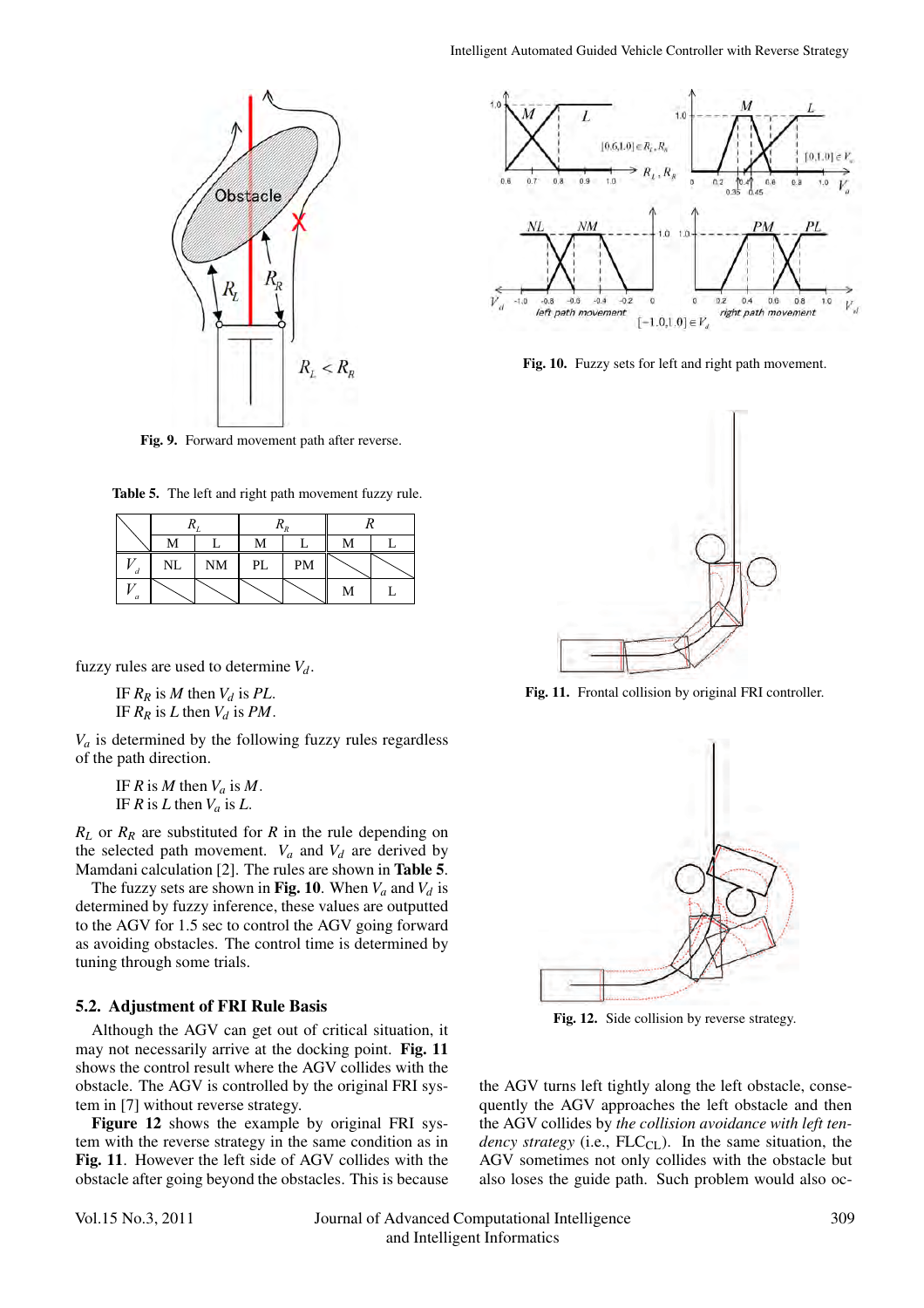Fig. 9. Forward movement path after reverse.

Table 5. The left and right path movement fuzzy rule.

| | $R_L$ | | $R_R$ | | $R$ | |
|---|---|---|---|---|---|---|
| | M | L | M | L | M | L |
| $V_d$ | NL | NM | PL | PM | | |
| $V_a$ | | | | | M | L |

fuzzy rules are used to determine $V_d$.

IF $R_R$ is $M$ then $V_d$ is $PL$.
IF $R_R$ is $L$ then $V_d$ is $PM$.

$V_a$ is determined by the following fuzzy rules regardless of the path direction.

IF $R$ is $M$ then $V_a$ is $M$.
IF $R$ is $L$ then $V_a$ is $L$.

$R_L$ or $R_R$ are substituted for $R$ in the rule depending on the selected path movement. $V_a$ and $V_d$ are derived by Mamdani calculation [2]. The rules are shown in **Table 5**.

The fuzzy sets are shown in **Fig. 10**. When $V_a$ and $V_d$ is determined by fuzzy inference, these values are outputted to the AGV for 1.5 sec to control the AGV going forward as avoiding obstacles. The control time is determined by tuning through some trials.

### 5.2. Adjustment of FRI Rule Basis

Although the AGV can get out of critical situation, it may not necessarily arrive at the docking point. **Fig. 11** shows the control result where the AGV collides with the obstacle. The AGV is controlled by the original FRI system in [7] without reverse strategy.

**Figure 12** shows the example by original FRI system with the reverse strategy in the same condition as in **Fig. 11**. However the left side of AGV collides with the obstacle after going beyond the obstacles. This is because the AGV turns left tightly along the left obstacle, consequently the AGV approaches the left obstacle and then the AGV collides by *the collision avoidance with left tendency strategy* (i.e., $FLC_{CL}$). In the same situation, the AGV sometimes not only collides with the obstacle but also loses the guide path. Such problem would also oc-

Fig. 10. Fuzzy sets for left and right path movement.

Fig. 11. Frontal collision by original FRI controller.

Fig. 12. Side collision by reverse strategy.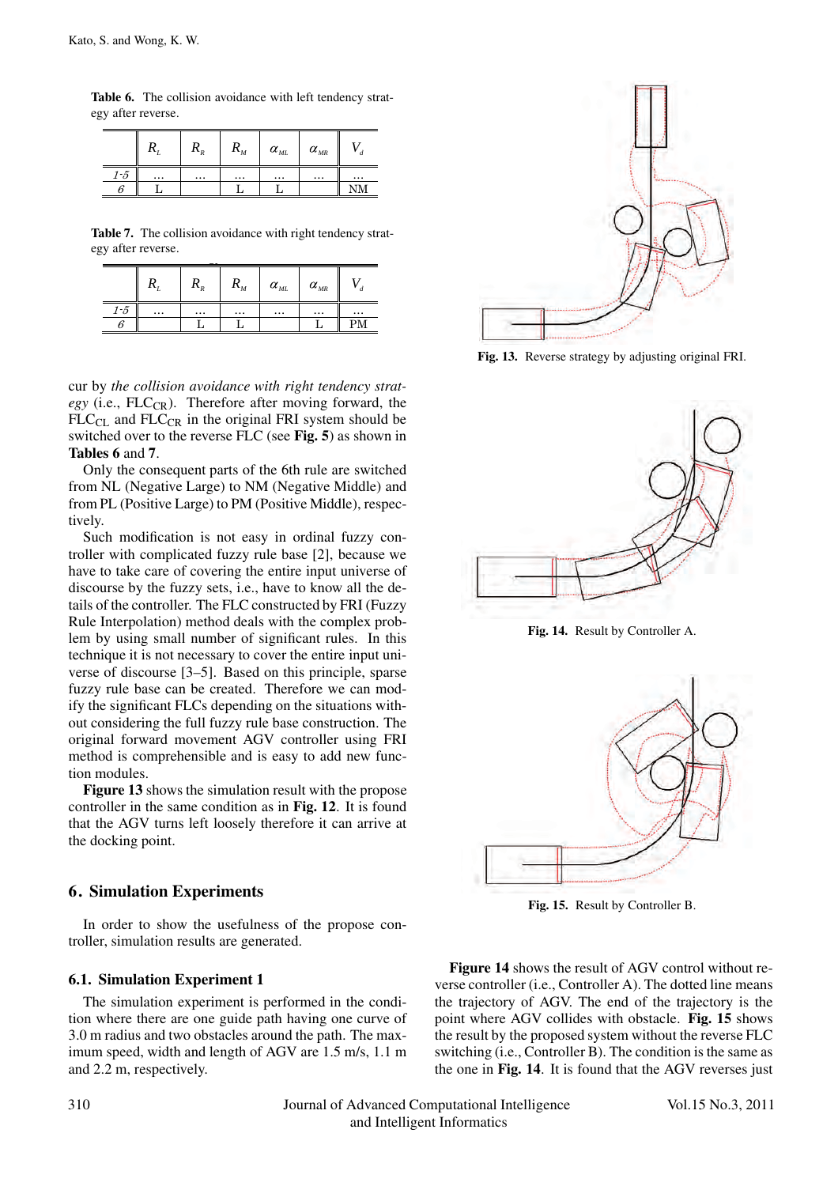**Table 6.** The collision avoidance with left tendency strategy after reverse.

| | $R_L$ | $R_R$ | $R_M$ | $\alpha_{ML}$ | $\alpha_{MR}$ | $V_d$ |
|---|---|---|---|---|---|---|
| 1-5 | … | … | … | … | … | … |
| 6 | L | | L | L | | NM |

**Table 7.** The collision avoidance with right tendency strategy after reverse.

| | $R_L$ | $R_R$ | $R_M$ | $\alpha_{ML}$ | $\alpha_{MR}$ | $V_d$ |
|---|---|---|---|---|---|---|
| 1-5 | … | … | … | … | … | … |
| 6 | | L | L | | L | PM |

cur by *the collision avoidance with right tendency strategy* (i.e., $FLC_{CR}$). Therefore after moving forward, the $FLC_{CL}$ and $FLC_{CR}$ in the original FRI system should be switched over to the reverse FLC (see **Fig. 5**) as shown in **Tables 6** and **7**.

Only the consequent parts of the 6th rule are switched from NL (Negative Large) to NM (Negative Middle) and from PL (Positive Large) to PM (Positive Middle), respectively.

Such modification is not easy in ordinal fuzzy controller with complicated fuzzy rule base [2], because we have to take care of covering the entire input universe of discourse by the fuzzy sets, i.e., have to know all the details of the controller. The FLC constructed by FRI (Fuzzy Rule Interpolation) method deals with the complex problem by using small number of significant rules. In this technique it is not necessary to cover the entire input universe of discourse [3–5]. Based on this principle, sparse fuzzy rule base can be created. Therefore we can modify the significant FLCs depending on the situations without considering the full fuzzy rule base construction. The original forward movement AGV controller using FRI method is comprehensible and is easy to add new function modules.

**Figure 13** shows the simulation result with the propose controller in the same condition as in **Fig. 12**. It is found that the AGV turns left loosely therefore it can arrive at the docking point.

**Fig. 13.** Reverse strategy by adjusting original FRI.

**Fig. 14.** Result by Controller A.

**Fig. 15.** Result by Controller B.

## 6. Simulation Experiments

In order to show the usefulness of the propose controller, simulation results are generated.

### 6.1. Simulation Experiment 1

The simulation experiment is performed in the condition where there are one guide path having one curve of 3.0 m radius and two obstacles around the path. The maximum speed, width and length of AGV are 1.5 m/s, 1.1 m and 2.2 m, respectively.

**Figure 14** shows the result of AGV control without reverse controller (i.e., Controller A). The dotted line means the trajectory of AGV. The end of the trajectory is the point where AGV collides with obstacle. **Fig. 15** shows the result by the proposed system without the reverse FLC switching (i.e., Controller B). The condition is the same as the one in **Fig. 14**. It is found that the AGV reverses just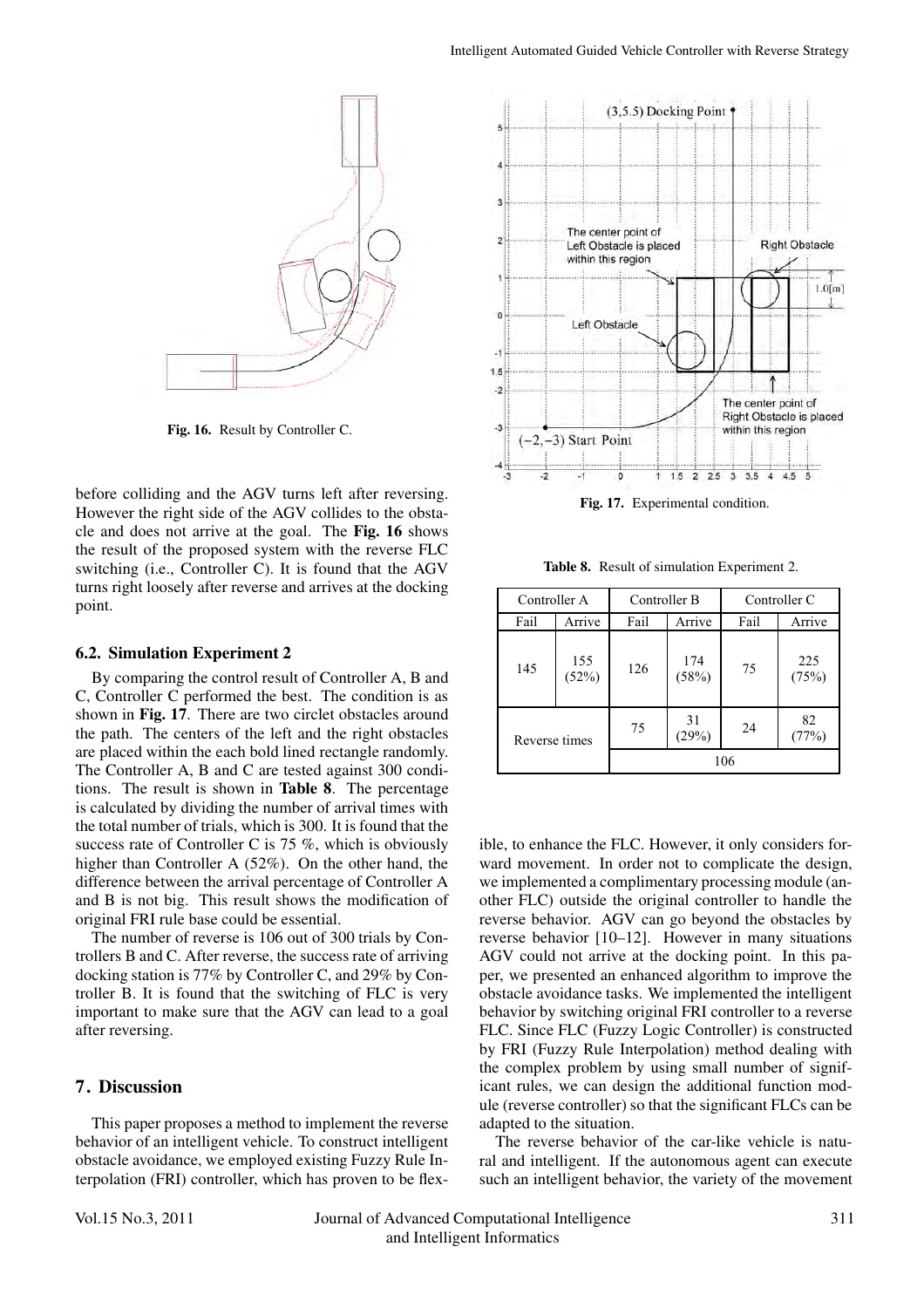Fig. 16. Result by Controller C.

before colliding and the AGV turns left after reversing. However the right side of the AGV collides to the obstacle and does not arrive at the goal. The **Fig. 16** shows the result of the proposed system with the reverse FLC switching (i.e., Controller C). It is found that the AGV turns right loosely after reverse and arrives at the docking point.

### 6.2. Simulation Experiment 2

By comparing the control result of Controller A, B and C, Controller C performed the best. The condition is as shown in **Fig. 17**. There are two circlet obstacles around the path. The centers of the left and the right obstacles are placed within the each bold lined rectangle randomly. The Controller A, B and C are tested against 300 conditions. The result is shown in **Table 8**. The percentage is calculated by dividing the number of arrival times with the total number of trials, which is 300. It is found that the success rate of Controller C is 75 %, which is obviously higher than Controller A (52%). On the other hand, the difference between the arrival percentage of Controller A and B is not big. This result shows the modification of original FRI rule base could be essential.

The number of reverse is 106 out of 300 trials by Controllers B and C. After reverse, the success rate of arriving docking station is 77% by Controller C, and 29% by Controller B. It is found that the switching of FLC is very important to make sure that the AGV can lead to a goal after reversing.

Fig. 17. Experimental condition.

**Table 8.** Result of simulation Experiment 2.

| Controller A | | Controller B | | Controller C | |
|---|---|---|---|---|---|
| Fail | Arrive | Fail | Arrive | Fail | Arrive |
| 145 | 155 (52%) | 126 | 174 (58%) | 75 | 225 (75%) |
| Reverse times | | 75 | 31 (29%) | 24 | 82 (77%) |
| | | 106 | | | |

## 7. Discussion

This paper proposes a method to implement the reverse behavior of an intelligent vehicle. To construct intelligent obstacle avoidance, we employed existing Fuzzy Rule Interpolation (FRI) controller, which has proven to be flexible, to enhance the FLC. However, it only considers forward movement. In order not to complicate the design, we implemented a complimentary processing module (another FLC) outside the original controller to handle the reverse behavior. AGV can go beyond the obstacles by reverse behavior [10–12]. However in many situations AGV could not arrive at the docking point. In this paper, we presented an enhanced algorithm to improve the obstacle avoidance tasks. We implemented the intelligent behavior by switching original FRI controller to a reverse FLC. Since FLC (Fuzzy Logic Controller) is constructed by FRI (Fuzzy Rule Interpolation) method dealing with the complex problem by using small number of significant rules, we can design the additional function module (reverse controller) so that the significant FLCs can be adapted to the situation.

The reverse behavior of the car-like vehicle is natural and intelligent. If the autonomous agent can execute such an intelligent behavior, the variety of the movement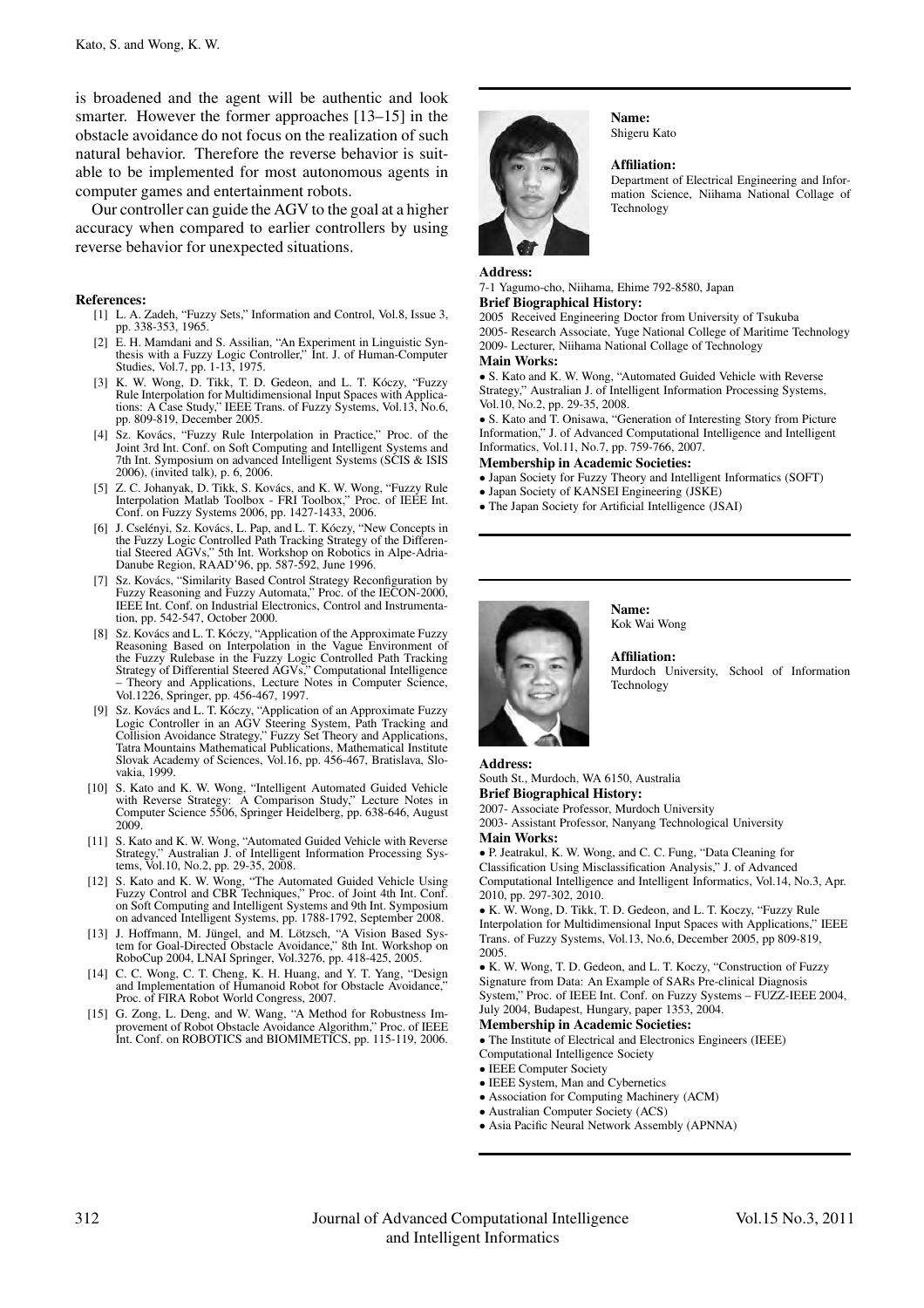is broadened and the agent will be authentic and look smarter. However the former approaches [13–15] in the obstacle avoidance do not focus on the realization of such natural behavior. Therefore the reverse behavior is suitable to be implemented for most autonomous agents in computer games and entertainment robots.

Our controller can guide the AGV to the goal at a higher accuracy when compared to earlier controllers by using reverse behavior for unexpected situations.

**References:**

[1] L. A. Zadeh, "Fuzzy Sets," Information and Control, Vol.8, Issue 3, pp. 338-353, 1965.

[2] E. H. Mamdani and S. Assilian, "An Experiment in Linguistic Synthesis with a Fuzzy Logic Controller," Int. J. of Human-Computer Studies, Vol.7, pp. 1-13, 1975.

[3] K. W. Wong, D. Tikk, T. D. Gedeon, and L. T. Kóczy, "Fuzzy Rule Interpolation for Multidimensional Input Spaces with Applications: A Case Study," IEEE Trans. of Fuzzy Systems, Vol.13, No.6, pp. 809-819, December 2005.

[4] Sz. Kovács, "Fuzzy Rule Interpolation in Practice," Proc. of the Joint 3rd Int. Conf. on Soft Computing and Intelligent Systems and 7th Int. Symposium on advanced Intelligent Systems (SCIS & ISIS 2006), (invited talk), p. 6, 2006.

[5] Z. C. Johanyak, D. Tikk, S. Kovács, and K. W. Wong, "Fuzzy Rule Interpolation Matlab Toolbox - FRI Toolbox," Proc. of IEEE Int. Conf. on Fuzzy Systems 2006, pp. 1427-1433, 2006.

[6] J. Cselényi, Sz. Kovács, L. Pap, and L. T. Kóczy, "New Concepts in the Fuzzy Logic Controlled Path Tracking Strategy of the Differential Steered AGVs," 5th Int. Workshop on Robotics in Alpe-Adria-Danube Region, RAAD'96, pp. 587-592, June 1996.

[7] Sz. Kovács, "Similarity Based Control Strategy Reconfiguration by Fuzzy Reasoning and Fuzzy Automata," Proc. of the IECON-2000, IEEE Int. Conf. on Industrial Electronics, Control and Instrumentation, pp. 542-547, October 2000.

[8] Sz. Kovács and L. T. Kóczy, "Application of the Approximate Fuzzy Reasoning Based on Interpolation in the Vague Environment of the Fuzzy Rulebase in the Fuzzy Logic Controlled Path Tracking Strategy of Differential Steered AGVs," Computational Intelligence – Theory and Applications, Lecture Notes in Computer Science, Vol.1226, Springer, pp. 456-467, 1997.

[9] Sz. Kovács and L. T. Kóczy, "Application of an Approximate Fuzzy Logic Controller in an AGV Steering System, Path Tracking and Collision Avoidance Strategy," Fuzzy Set Theory and Applications, Tatra Mountains Mathematical Publications, Mathematical Institute Slovak Academy of Sciences, Vol.16, pp. 456-467, Bratislava, Slovakia, 1999.

[10] S. Kato and K. W. Wong, "Intelligent Automated Guided Vehicle with Reverse Strategy: A Comparison Study," Lecture Notes in Computer Science 5506, Springer Heidelberg, pp. 638-646, August 2009.

[11] S. Kato and K. W. Wong, "Automated Guided Vehicle with Reverse Strategy," Australian J. of Intelligent Information Processing Systems, Vol.10, No.2, pp. 29-35, 2008.

[12] S. Kato and K. W. Wong, "The Automated Guided Vehicle Using Fuzzy Control and CBR Techniques," Proc. of Joint 4th Int. Conf. on Soft Computing and Intelligent Systems and 9th Int. Symposium on advanced Intelligent Systems, pp. 1788-1792, September 2008.

[13] J. Hoffmann, M. Jüngel, and M. Lötzsch, "A Vision Based System for Goal-Directed Obstacle Avoidance," 8th Int. Workshop on RoboCup 2004, LNAI Springer, Vol.3276, pp. 418-425, 2005.

[14] C. C. Wong, C. T. Cheng, K. H. Huang, and Y. T. Yang, "Design and Implementation of Humanoid Robot for Obstacle Avoidance," Proc. of FIRA Robot World Congress, 2007.

[15] G. Zong, L. Deng, and W. Wang, "A Method for Robustness Improvement of Robot Obstacle Avoidance Algorithm," Proc. of IEEE Int. Conf. on ROBOTICS and BIOMIMETICS, pp. 115-119, 2006.

---

**Name:**
Shigeru Kato

**Affiliation:**
Department of Electrical Engineering and Information Science, Niihama National Collage of Technology

**Address:**
7-1 Yagumo-cho, Niihama, Ehime 792-8580, Japan

**Brief Biographical History:**
2005 Received Engineering Doctor from University of Tsukuba
2005- Research Associate, Yuge National College of Maritime Technology
2009- Lecturer, Niihama National Collage of Technology

**Main Works:**

- S. Kato and K. W. Wong, "Automated Guided Vehicle with Reverse Strategy," Australian J. of Intelligent Information Processing Systems, Vol.10, No.2, pp. 29-35, 2008.
- S. Kato and T. Onisawa, "Generation of Interesting Story from Picture Information," J. of Advanced Computational Intelligence and Intelligent Informatics, Vol.11, No.7, pp. 759-766, 2007.

**Membership in Academic Societies:**

- Japan Society for Fuzzy Theory and Intelligent Informatics (SOFT)
- Japan Society of KANSEI Engineering (JSKE)
- The Japan Society for Artificial Intelligence (JSAI)

---

**Name:**
Kok Wai Wong

**Affiliation:**
Murdoch University, School of Information Technology

**Address:**
South St., Murdoch, WA 6150, Australia

**Brief Biographical History:**
2007- Associate Professor, Murdoch University
2003- Assistant Professor, Nanyang Technological University

**Main Works:**

- P. Jeatrakul, K. W. Wong, and C. C. Fung, "Data Cleaning for Classification Using Misclassification Analysis," J. of Advanced Computational Intelligence and Intelligent Informatics, Vol.14, No.3, Apr. 2010, pp. 297-302, 2010.
- K. W. Wong, D. Tikk, T. D. Gedeon, and L. T. Koczy, "Fuzzy Rule Interpolation for Multidimensional Input Spaces with Applications," IEEE Trans. of Fuzzy Systems, Vol.13, No.6, December 2005, pp 809-819, 2005.
- K. W. Wong, T. D. Gedeon, and L. T. Koczy, "Construction of Fuzzy Signature from Data: An Example of SARs Pre-clinical Diagnosis System," Proc. of IEEE Int. Conf. on Fuzzy Systems – FUZZ-IEEE 2004, July 2004, Budapest, Hungary, paper 1353, 2004.

**Membership in Academic Societies:**

- The Institute of Electrical and Electronics Engineers (IEEE) Computational Intelligence Society
- IEEE Computer Society
- IEEE System, Man and Cybernetics
- Association for Computing Machinery (ACM)
- Australian Computer Society (ACS)
- Asia Pacific Neural Network Assembly (APNNA)